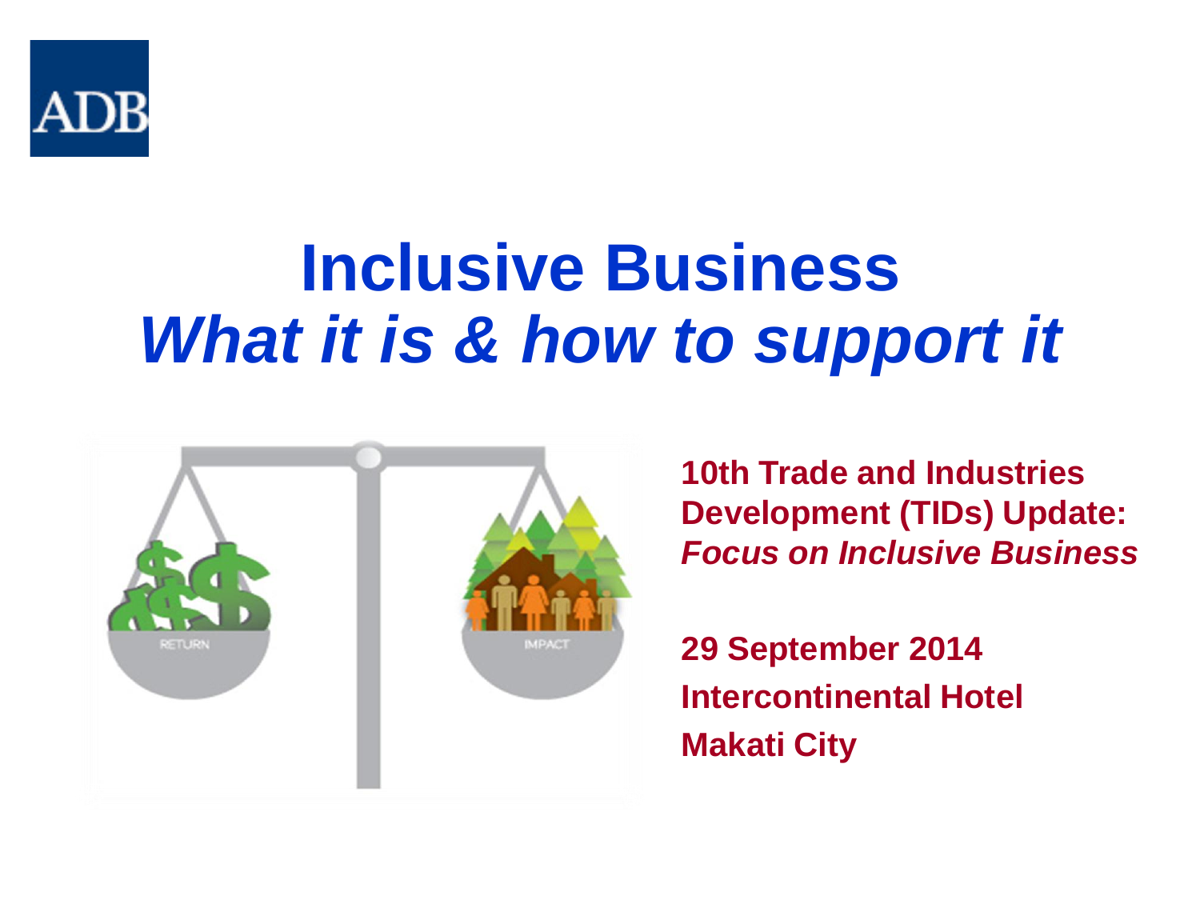ADB

# Inclusive Business
## *What it is & how to support it*

**10th Trade and Industries Development (TIDs) Update:**
***Focus on Inclusive Business***

**29 September 2014**
**Intercontinental Hotel**
**Makati City**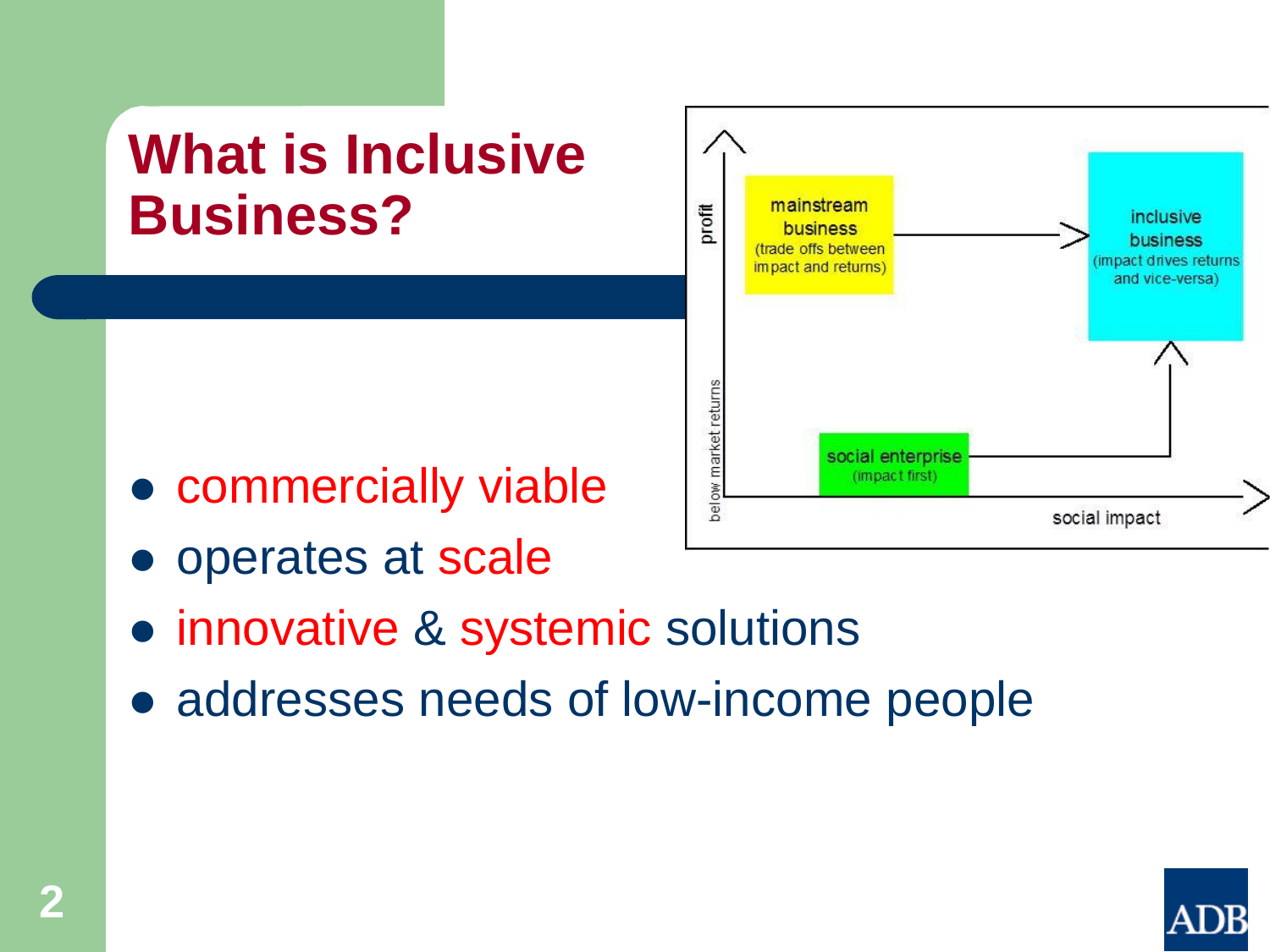# What is Inclusive Business?

- commercially viable
- operates at scale
- innovative & systemic solutions
- addresses needs of low-income people

profit

below market returns

mainstream business (trade offs between impact and returns)

inclusive business (impact drives returns and vice-versa)

social enterprise (impact first)

social impact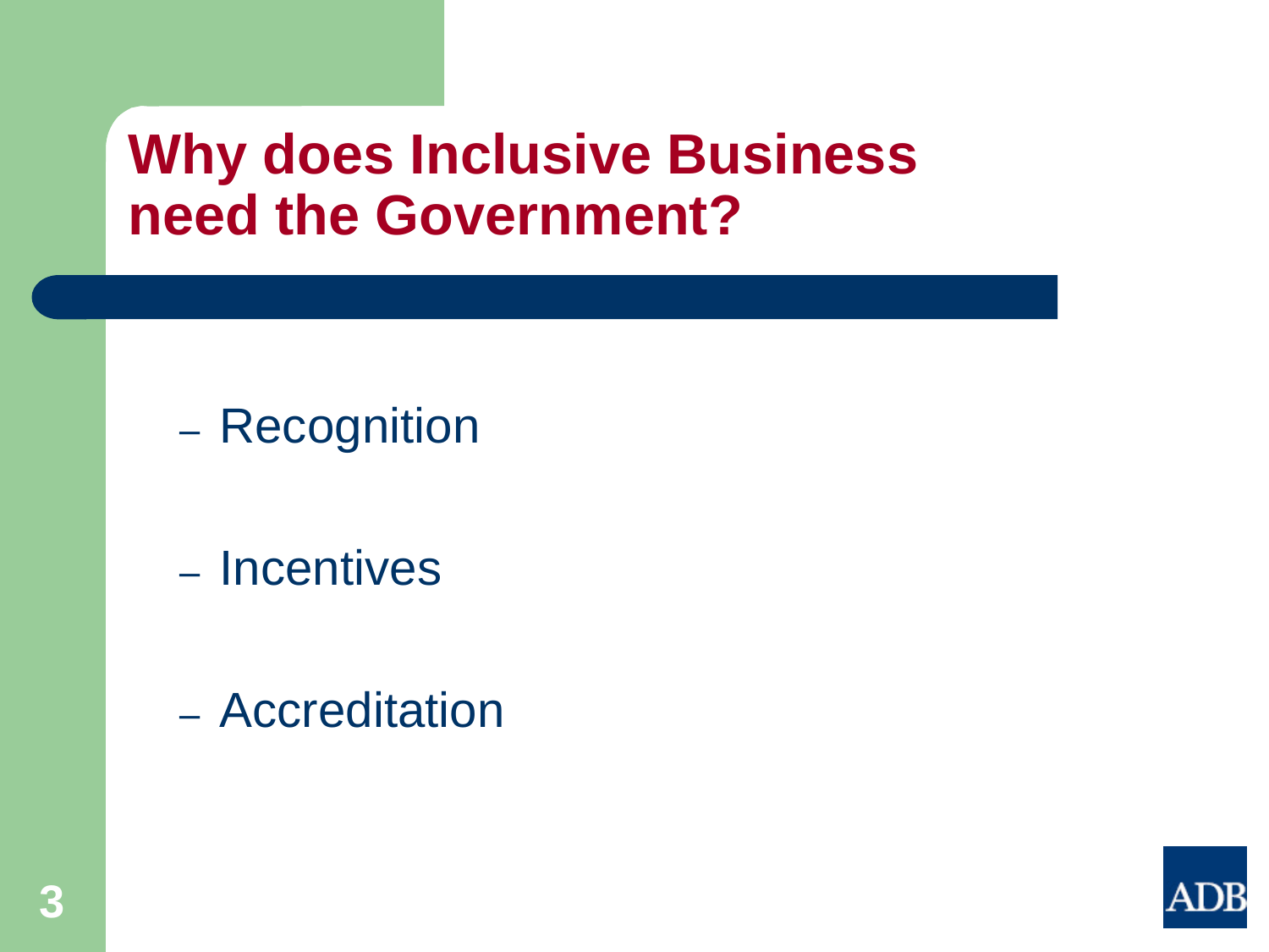# Why does Inclusive Business need the Government?

- Recognition
- Incentives
- Accreditation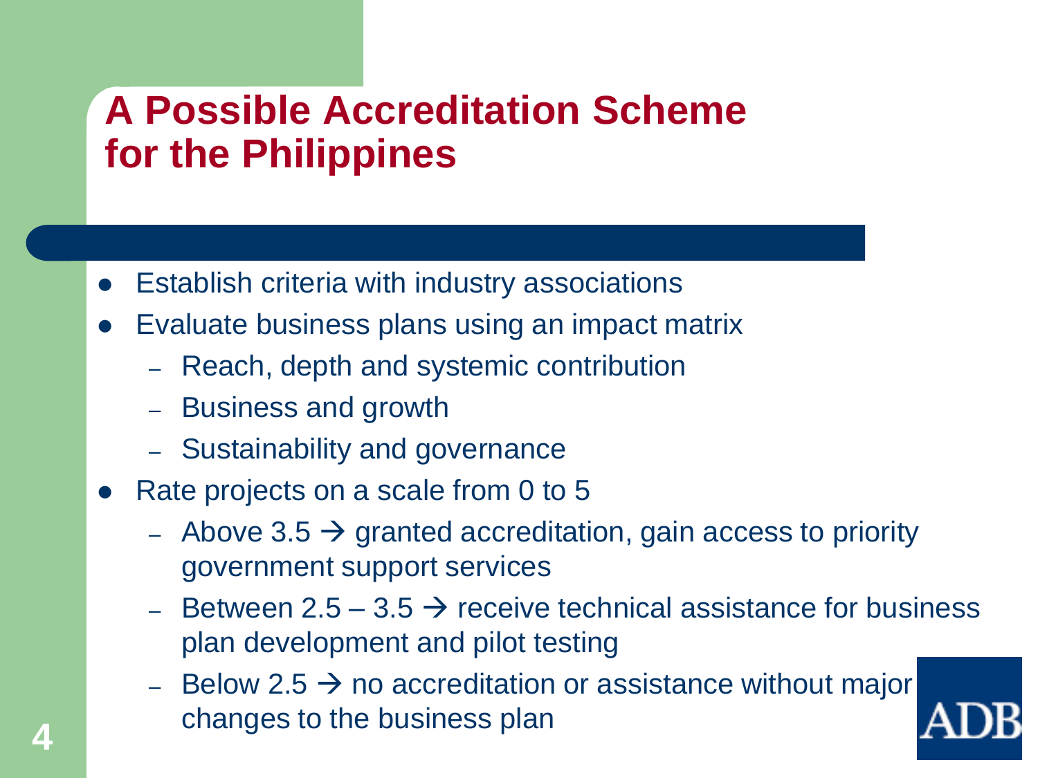# A Possible Accreditation Scheme for the Philippines

- Establish criteria with industry associations
- Evaluate business plans using an impact matrix
  - Reach, depth and systemic contribution
  - Business and growth
  - Sustainability and governance
- Rate projects on a scale from 0 to 5
  - Above 3.5 → granted accreditation, gain access to priority government support services
  - Between 2.5 – 3.5 → receive technical assistance for business plan development and pilot testing
  - Below 2.5 → no accreditation or assistance without major changes to the business plan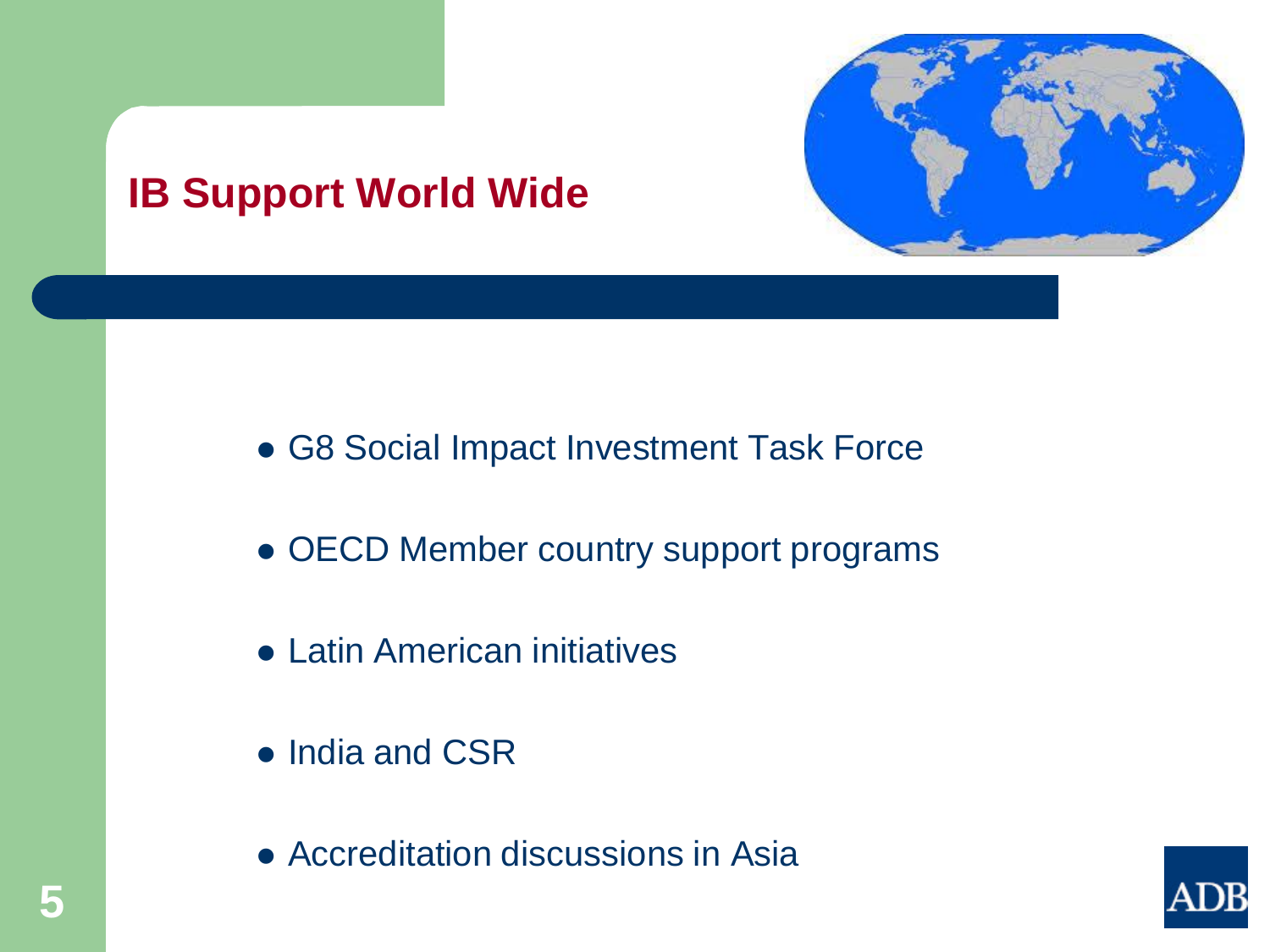# IB Support World Wide

- G8 Social Impact Investment Task Force
- OECD Member country support programs
- Latin American initiatives
- India and CSR
- Accreditation discussions in Asia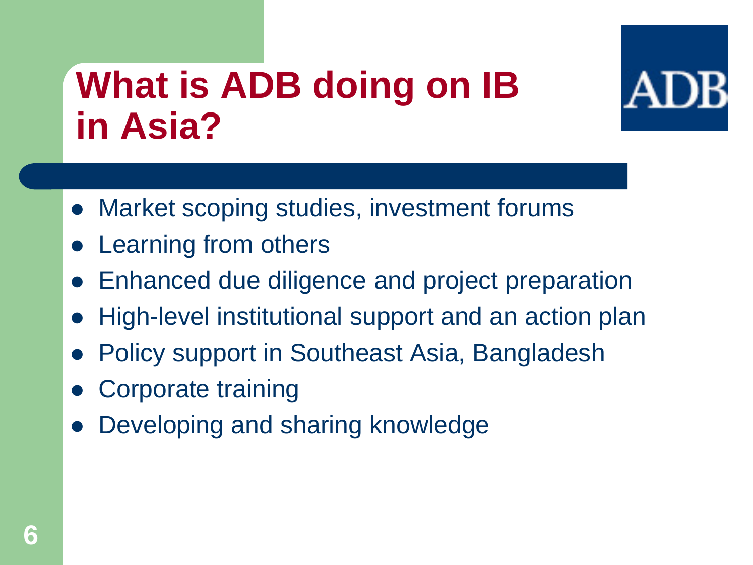# What is ADB doing on IB in Asia?

- Market scoping studies, investment forums
- Learning from others
- Enhanced due diligence and project preparation
- High-level institutional support and an action plan
- Policy support in Southeast Asia, Bangladesh
- Corporate training
- Developing and sharing knowledge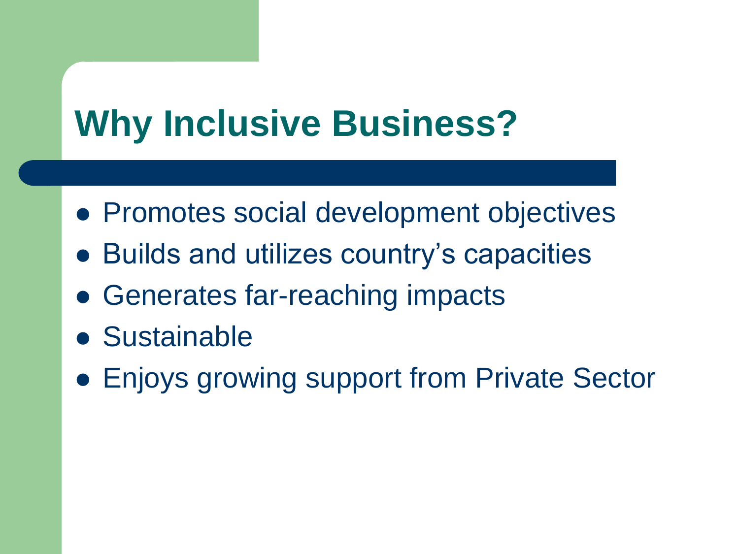# Why Inclusive Business?

- Promotes social development objectives
- Builds and utilizes country's capacities
- Generates far-reaching impacts
- Sustainable
- Enjoys growing support from Private Sector